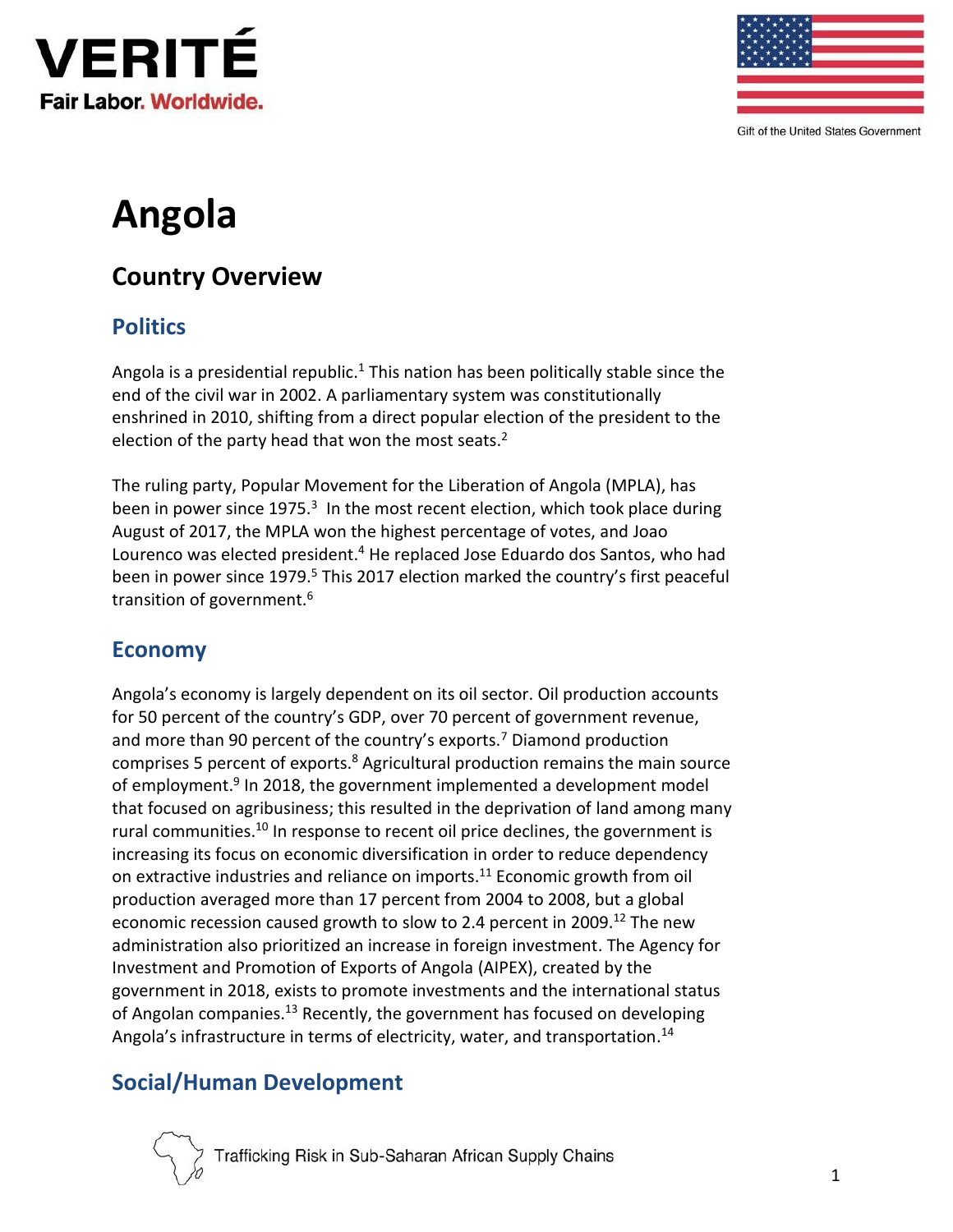# Angola

## Country Overview

### Politics

Angola is a presidential republic.[1] This nation has been politically stable since the end of the civil war in 2002. A parliamentary system was constitutionally enshrined in 2010, shifting from a direct popular election of the president to the election of the party head that won the most seats.[2]

The ruling party, Popular Movement for the Liberation of Angola (MPLA), has been in power since 1975.[3] In the most recent election, which took place during August of 2017, the MPLA won the highest percentage of votes, and Joao Lourenco was elected president.[4] He replaced Jose Eduardo dos Santos, who had been in power since 1979.[5] This 2017 election marked the country's first peaceful transition of government.[6]

### Economy

Angola's economy is largely dependent on its oil sector. Oil production accounts for 50 percent of the country's GDP, over 70 percent of government revenue, and more than 90 percent of the country's exports.[7] Diamond production comprises 5 percent of exports.[8] Agricultural production remains the main source of employment.[9] In 2018, the government implemented a development model that focused on agribusiness; this resulted in the deprivation of land among many rural communities.[10] In response to recent oil price declines, the government is increasing its focus on economic diversification in order to reduce dependency on extractive industries and reliance on imports.[11] Economic growth from oil production averaged more than 17 percent from 2004 to 2008, but a global economic recession caused growth to slow to 2.4 percent in 2009.[12] The new administration also prioritized an increase in foreign investment. The Agency for Investment and Promotion of Exports of Angola (AIPEX), created by the government in 2018, exists to promote investments and the international status of Angolan companies.[13] Recently, the government has focused on developing Angola's infrastructure in terms of electricity, water, and transportation.[14]

### Social/Human Development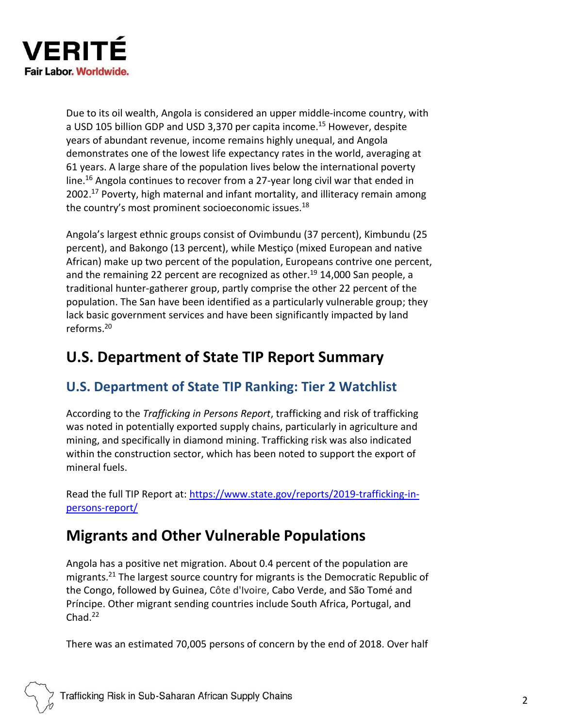Due to its oil wealth, Angola is considered an upper middle-income country, with a USD 105 billion GDP and USD 3,370 per capita income.[15] However, despite years of abundant revenue, income remains highly unequal, and Angola demonstrates one of the lowest life expectancy rates in the world, averaging at 61 years. A large share of the population lives below the international poverty line.[16] Angola continues to recover from a 27-year long civil war that ended in 2002.[17] Poverty, high maternal and infant mortality, and illiteracy remain among the country's most prominent socioeconomic issues.[18]

Angola's largest ethnic groups consist of Ovimbundu (37 percent), Kimbundu (25 percent), and Bakongo (13 percent), while Mestiço (mixed European and native African) make up two percent of the population, Europeans contrive one percent, and the remaining 22 percent are recognized as other.[19] 14,000 San people, a traditional hunter-gatherer group, partly comprise the other 22 percent of the population. The San have been identified as a particularly vulnerable group; they lack basic government services and have been significantly impacted by land reforms.[20]

## U.S. Department of State TIP Report Summary

### U.S. Department of State TIP Ranking: Tier 2 Watchlist

According to the *Trafficking in Persons Report*, trafficking and risk of trafficking was noted in potentially exported supply chains, particularly in agriculture and mining, and specifically in diamond mining. Trafficking risk was also indicated within the construction sector, which has been noted to support the export of mineral fuels.

Read the full TIP Report at: [https://www.state.gov/reports/2019-trafficking-in-persons-report/](https://www.state.gov/reports/2019-trafficking-in-persons-report/)

## Migrants and Other Vulnerable Populations

Angola has a positive net migration. About 0.4 percent of the population are migrants.[21] The largest source country for migrants is the Democratic Republic of the Congo, followed by Guinea, Côte d'Ivoire, Cabo Verde, and São Tomé and Príncipe. Other migrant sending countries include South Africa, Portugal, and Chad.[22]

There was an estimated 70,005 persons of concern by the end of 2018. Over half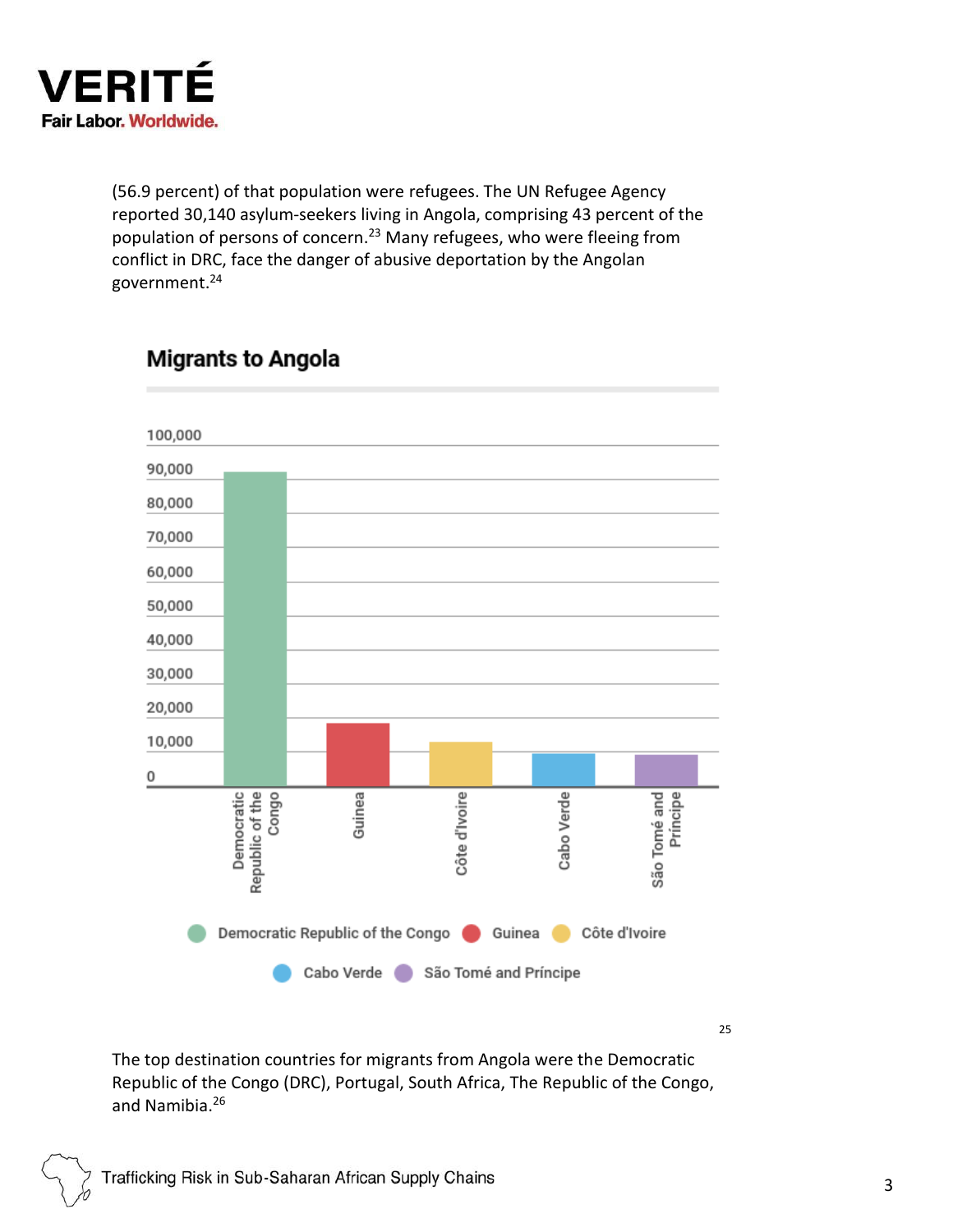(56.9 percent) of that population were refugees. The UN Refugee Agency reported 30,140 asylum-seekers living in Angola, comprising 43 percent of the population of persons of concern.[23] Many refugees, who were fleeing from conflict in DRC, face the danger of abusive deportation by the Angolan government.[24]

## Migrants to Angola

Democratic Republic of the Congo · Guinea · Côte d'Ivoire · Cabo Verde · São Tomé and Príncipe

[25]

The top destination countries for migrants from Angola were the Democratic Republic of the Congo (DRC), Portugal, South Africa, The Republic of the Congo, and Namibia.[26]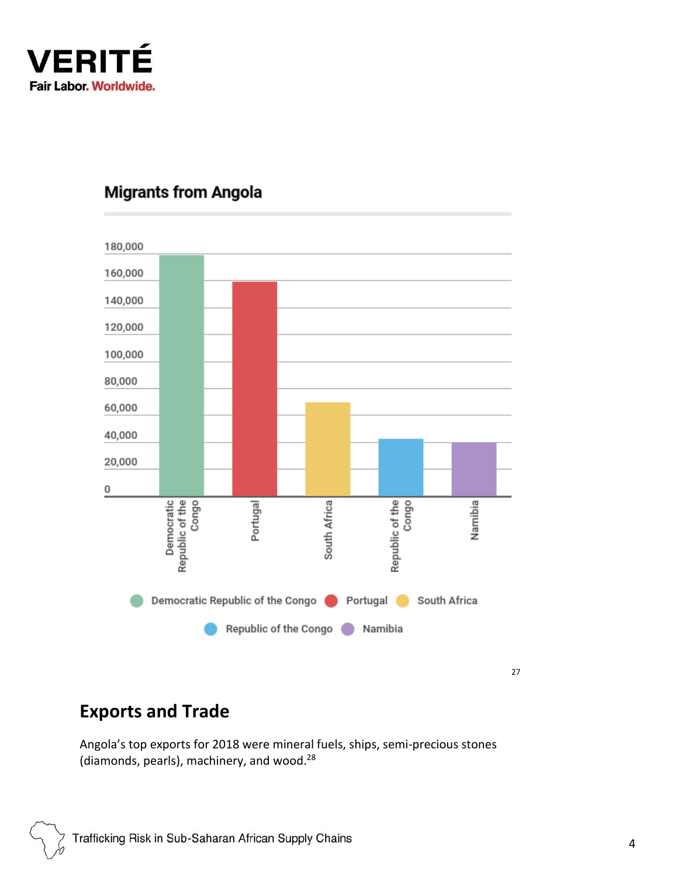Migrants from Angola

180,000
160,000
140,000
120,000
100,000
80,000
60,000
40,000
20,000
0

Democratic Republic of the Congo

Portugal

South Africa

Republic of the Congo

Namibia

Democratic Republic of the Congo  Portugal  South Africa  Republic of the Congo  Namibia

[27]

## Exports and Trade

Angola's top exports for 2018 were mineral fuels, ships, semi-precious stones (diamonds, pearls), machinery, and wood.[28]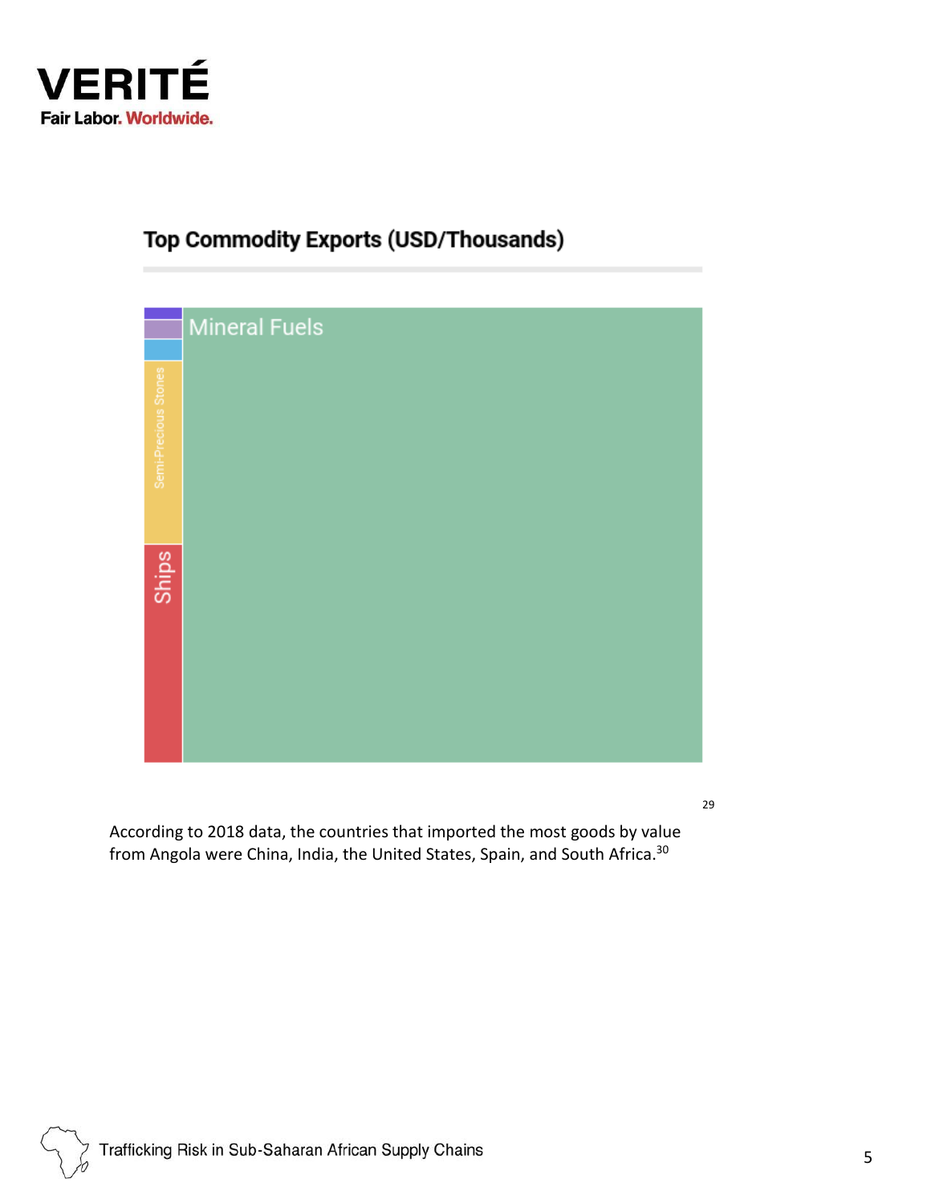## Top Commodity Exports (USD/Thousands)

Mineral Fuels

Semi-Precious Stones

Ships

[29]

According to 2018 data, the countries that imported the most goods by value from Angola were China, India, the United States, Spain, and South Africa.[30]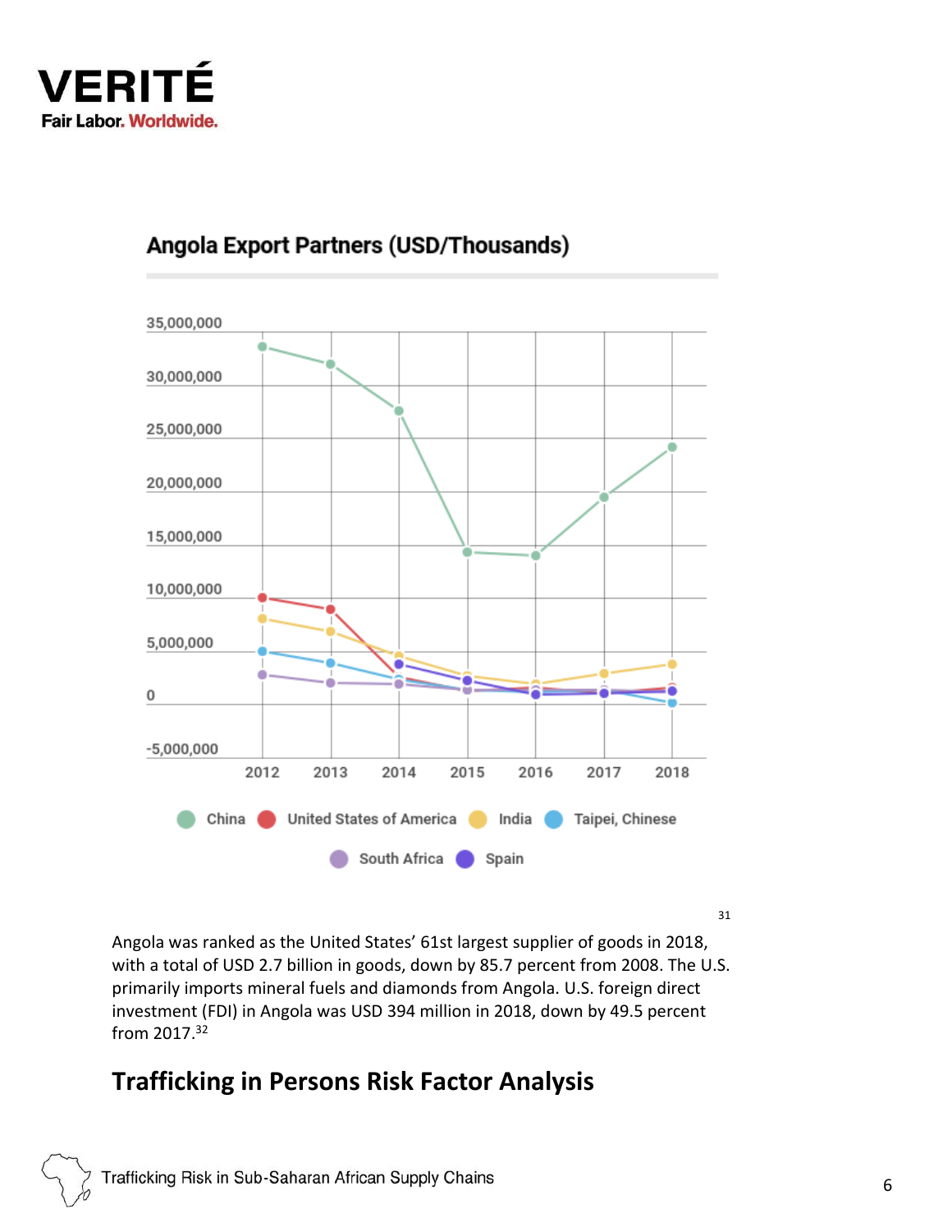## Angola Export Partners (USD/Thousands)

[31]

Angola was ranked as the United States' 61st largest supplier of goods in 2018, with a total of USD 2.7 billion in goods, down by 85.7 percent from 2008. The U.S. primarily imports mineral fuels and diamonds from Angola. U.S. foreign direct investment (FDI) in Angola was USD 394 million in 2018, down by 49.5 percent from 2017.[32]

## Trafficking in Persons Risk Factor Analysis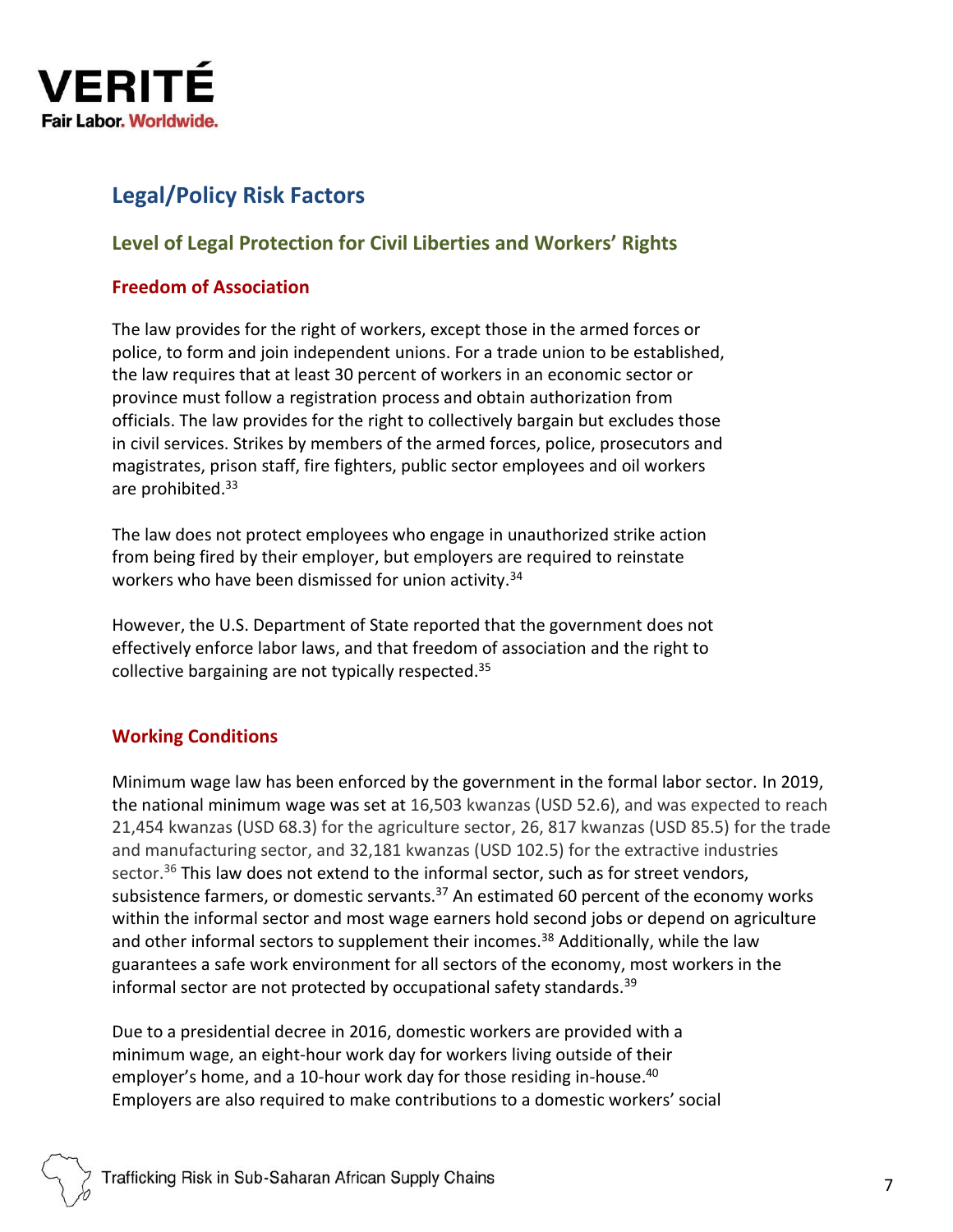## Legal/Policy Risk Factors

### Level of Legal Protection for Civil Liberties and Workers' Rights

#### Freedom of Association

The law provides for the right of workers, except those in the armed forces or police, to form and join independent unions. For a trade union to be established, the law requires that at least 30 percent of workers in an economic sector or province must follow a registration process and obtain authorization from officials. The law provides for the right to collectively bargain but excludes those in civil services. Strikes by members of the armed forces, police, prosecutors and magistrates, prison staff, fire fighters, public sector employees and oil workers are prohibited.[33]

The law does not protect employees who engage in unauthorized strike action from being fired by their employer, but employers are required to reinstate workers who have been dismissed for union activity.[34]

However, the U.S. Department of State reported that the government does not effectively enforce labor laws, and that freedom of association and the right to collective bargaining are not typically respected.[35]

#### Working Conditions

Minimum wage law has been enforced by the government in the formal labor sector. In 2019, the national minimum wage was set at 16,503 kwanzas (USD 52.6), and was expected to reach 21,454 kwanzas (USD 68.3) for the agriculture sector, 26, 817 kwanzas (USD 85.5) for the trade and manufacturing sector, and 32,181 kwanzas (USD 102.5) for the extractive industries sector.[36] This law does not extend to the informal sector, such as for street vendors, subsistence farmers, or domestic servants.[37] An estimated 60 percent of the economy works within the informal sector and most wage earners hold second jobs or depend on agriculture and other informal sectors to supplement their incomes.[38] Additionally, while the law guarantees a safe work environment for all sectors of the economy, most workers in the informal sector are not protected by occupational safety standards.[39]

Due to a presidential decree in 2016, domestic workers are provided with a minimum wage, an eight-hour work day for workers living outside of their employer's home, and a 10-hour work day for those residing in-house.[40] Employers are also required to make contributions to a domestic workers' social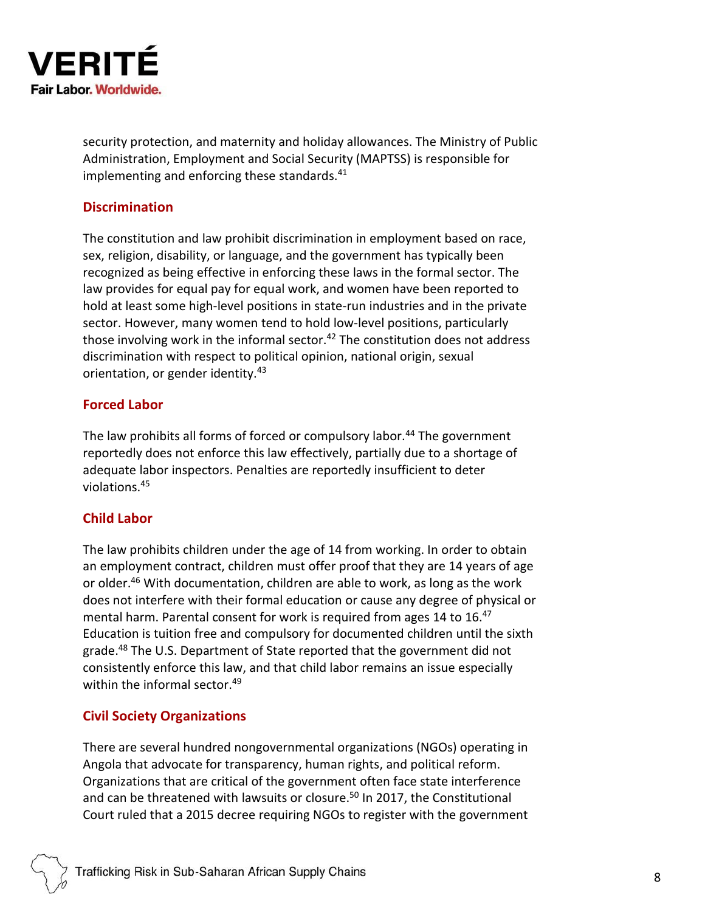security protection, and maternity and holiday allowances. The Ministry of Public Administration, Employment and Social Security (MAPTSS) is responsible for implementing and enforcing these standards.[41]

### Discrimination

The constitution and law prohibit discrimination in employment based on race, sex, religion, disability, or language, and the government has typically been recognized as being effective in enforcing these laws in the formal sector. The law provides for equal pay for equal work, and women have been reported to hold at least some high-level positions in state-run industries and in the private sector. However, many women tend to hold low-level positions, particularly those involving work in the informal sector.[42] The constitution does not address discrimination with respect to political opinion, national origin, sexual orientation, or gender identity.[43]

### Forced Labor

The law prohibits all forms of forced or compulsory labor.[44] The government reportedly does not enforce this law effectively, partially due to a shortage of adequate labor inspectors. Penalties are reportedly insufficient to deter violations.[45]

### Child Labor

The law prohibits children under the age of 14 from working. In order to obtain an employment contract, children must offer proof that they are 14 years of age or older.[46] With documentation, children are able to work, as long as the work does not interfere with their formal education or cause any degree of physical or mental harm. Parental consent for work is required from ages 14 to 16.[47] Education is tuition free and compulsory for documented children until the sixth grade.[48] The U.S. Department of State reported that the government did not consistently enforce this law, and that child labor remains an issue especially within the informal sector.[49]

### Civil Society Organizations

There are several hundred nongovernmental organizations (NGOs) operating in Angola that advocate for transparency, human rights, and political reform. Organizations that are critical of the government often face state interference and can be threatened with lawsuits or closure.[50] In 2017, the Constitutional Court ruled that a 2015 decree requiring NGOs to register with the government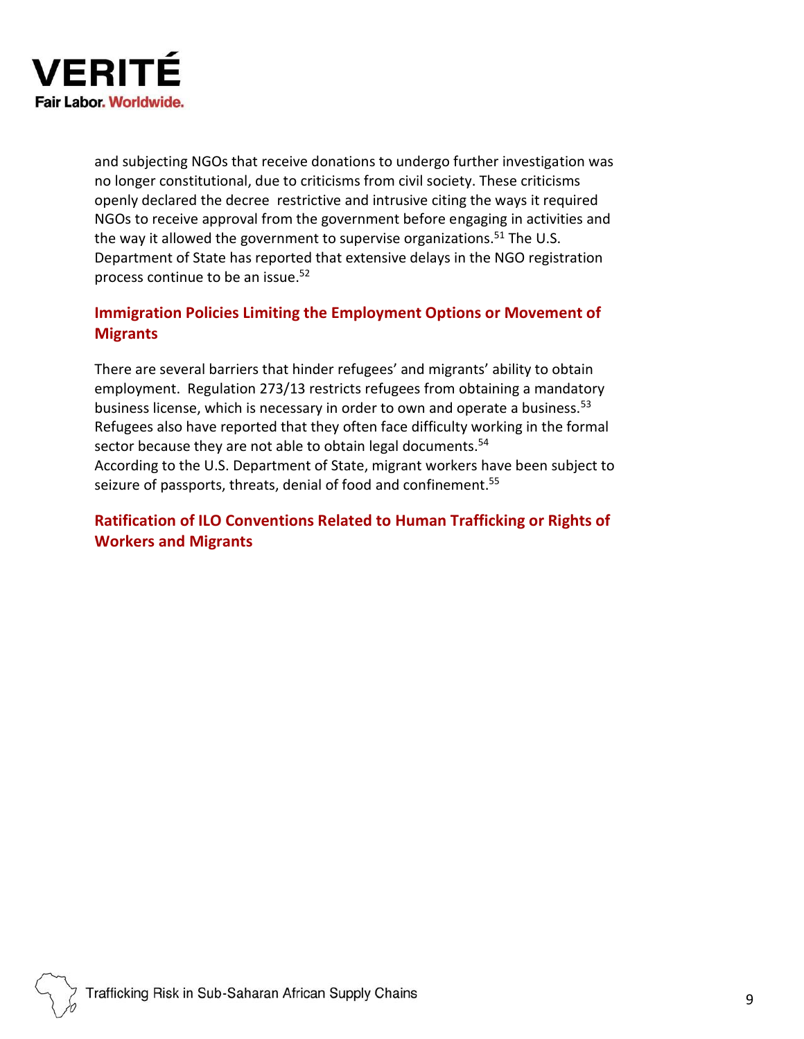and subjecting NGOs that receive donations to undergo further investigation was no longer constitutional, due to criticisms from civil society. These criticisms openly declared the decree restrictive and intrusive citing the ways it required NGOs to receive approval from the government before engaging in activities and the way it allowed the government to supervise organizations.[51] The U.S. Department of State has reported that extensive delays in the NGO registration process continue to be an issue.[52]

## Immigration Policies Limiting the Employment Options or Movement of Migrants

There are several barriers that hinder refugees' and migrants' ability to obtain employment. Regulation 273/13 restricts refugees from obtaining a mandatory business license, which is necessary in order to own and operate a business.[53] Refugees also have reported that they often face difficulty working in the formal sector because they are not able to obtain legal documents.[54]
According to the U.S. Department of State, migrant workers have been subject to seizure of passports, threats, denial of food and confinement.[55]

## Ratification of ILO Conventions Related to Human Trafficking or Rights of Workers and Migrants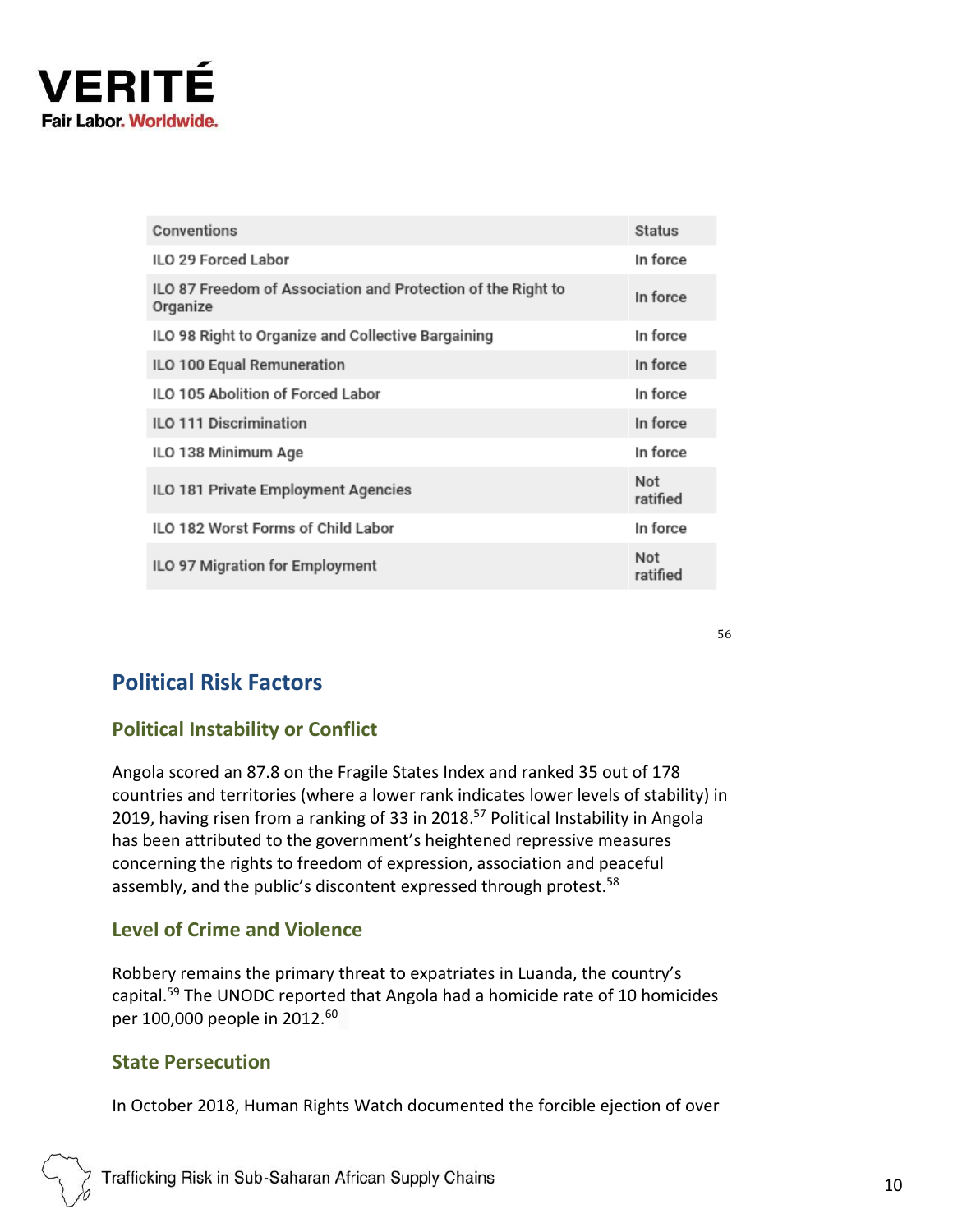| Conventions | Status |
|---|---|
| ILO 29 Forced Labor | In force |
| ILO 87 Freedom of Association and Protection of the Right to Organize | In force |
| ILO 98 Right to Organize and Collective Bargaining | In force |
| ILO 100 Equal Remuneration | In force |
| ILO 105 Abolition of Forced Labor | In force |
| ILO 111 Discrimination | In force |
| ILO 138 Minimum Age | In force |
| ILO 181 Private Employment Agencies | Not ratified |
| ILO 182 Worst Forms of Child Labor | In force |
| ILO 97 Migration for Employment | Not ratified |

[56]

## Political Risk Factors

### Political Instability or Conflict

Angola scored an 87.8 on the Fragile States Index and ranked 35 out of 178 countries and territories (where a lower rank indicates lower levels of stability) in 2019, having risen from a ranking of 33 in 2018.[57] Political Instability in Angola has been attributed to the government's heightened repressive measures concerning the rights to freedom of expression, association and peaceful assembly, and the public's discontent expressed through protest.[58]

### Level of Crime and Violence

Robbery remains the primary threat to expatriates in Luanda, the country's capital.[59] The UNODC reported that Angola had a homicide rate of 10 homicides per 100,000 people in 2012.[60]

### State Persecution

In October 2018, Human Rights Watch documented the forcible ejection of over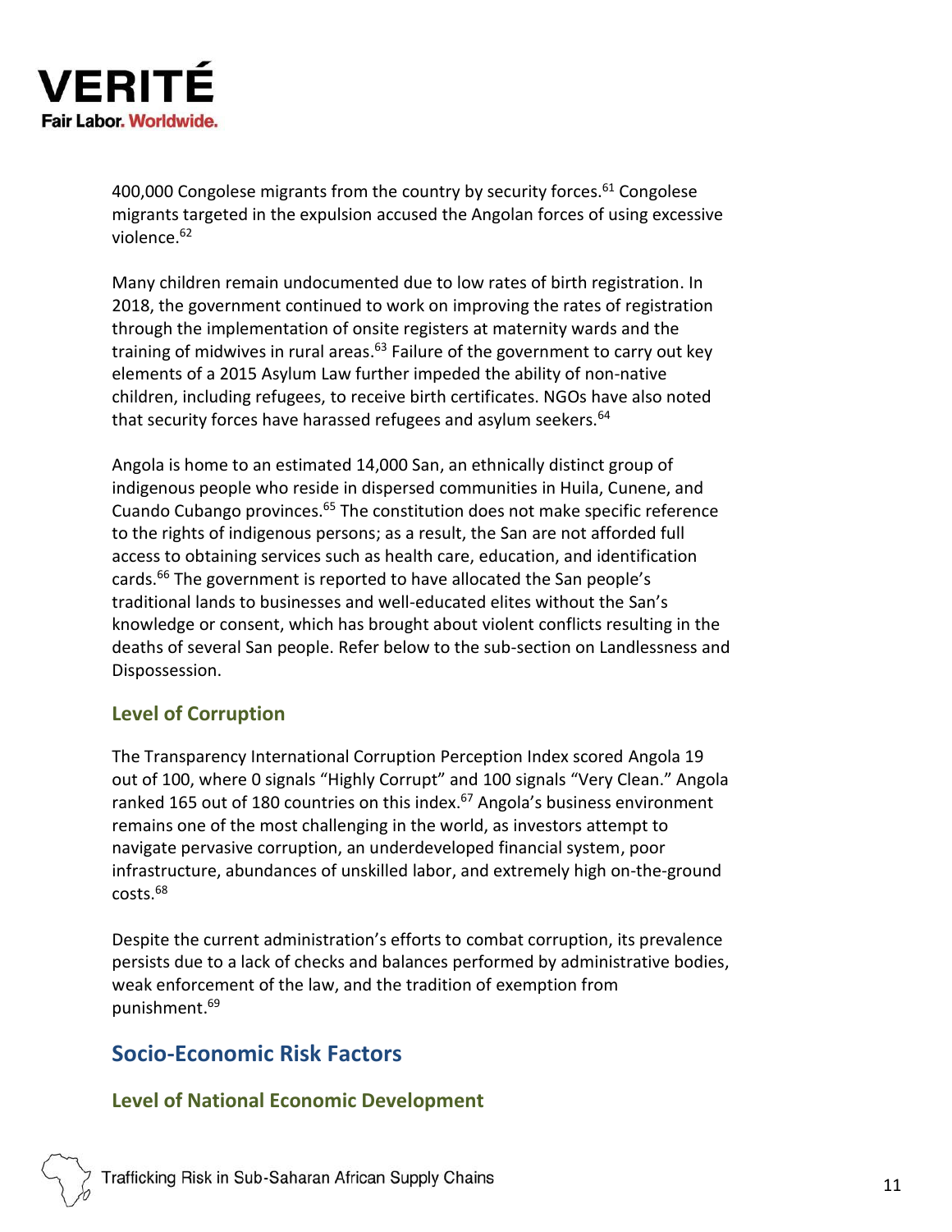400,000 Congolese migrants from the country by security forces.[61] Congolese migrants targeted in the expulsion accused the Angolan forces of using excessive violence.[62]

Many children remain undocumented due to low rates of birth registration. In 2018, the government continued to work on improving the rates of registration through the implementation of onsite registers at maternity wards and the training of midwives in rural areas.[63] Failure of the government to carry out key elements of a 2015 Asylum Law further impeded the ability of non-native children, including refugees, to receive birth certificates. NGOs have also noted that security forces have harassed refugees and asylum seekers.[64]

Angola is home to an estimated 14,000 San, an ethnically distinct group of indigenous people who reside in dispersed communities in Huila, Cunene, and Cuando Cubango provinces.[65] The constitution does not make specific reference to the rights of indigenous persons; as a result, the San are not afforded full access to obtaining services such as health care, education, and identification cards.[66] The government is reported to have allocated the San people's traditional lands to businesses and well-educated elites without the San's knowledge or consent, which has brought about violent conflicts resulting in the deaths of several San people. Refer below to the sub-section on Landlessness and Dispossession.

### Level of Corruption

The Transparency International Corruption Perception Index scored Angola 19 out of 100, where 0 signals "Highly Corrupt" and 100 signals "Very Clean." Angola ranked 165 out of 180 countries on this index.[67] Angola's business environment remains one of the most challenging in the world, as investors attempt to navigate pervasive corruption, an underdeveloped financial system, poor infrastructure, abundances of unskilled labor, and extremely high on-the-ground costs.[68]

Despite the current administration's efforts to combat corruption, its prevalence persists due to a lack of checks and balances performed by administrative bodies, weak enforcement of the law, and the tradition of exemption from punishment.[69]

## Socio-Economic Risk Factors

### Level of National Economic Development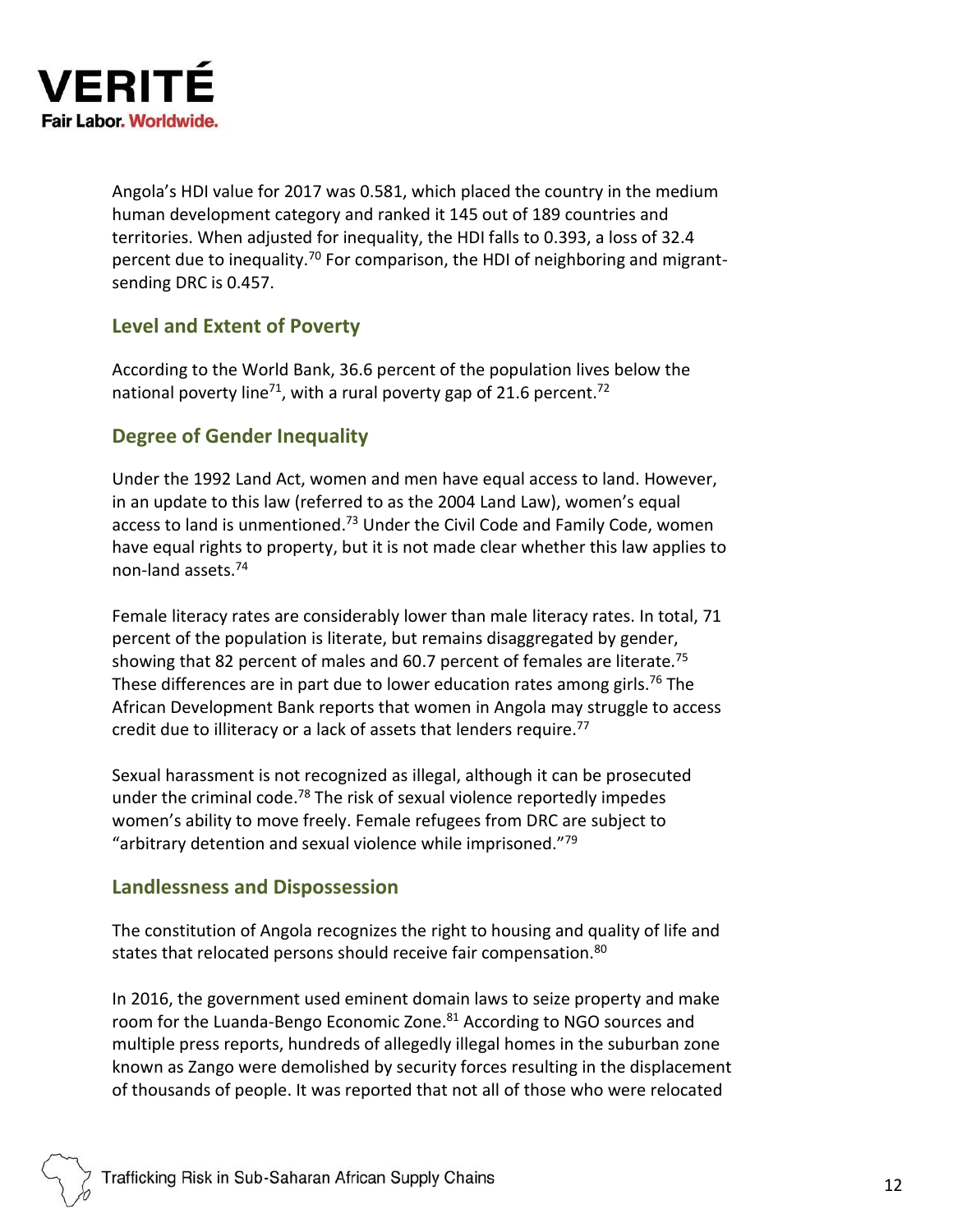Angola's HDI value for 2017 was 0.581, which placed the country in the medium human development category and ranked it 145 out of 189 countries and territories. When adjusted for inequality, the HDI falls to 0.393, a loss of 32.4 percent due to inequality.[70] For comparison, the HDI of neighboring and migrant-sending DRC is 0.457.

## Level and Extent of Poverty

According to the World Bank, 36.6 percent of the population lives below the national poverty line[71], with a rural poverty gap of 21.6 percent.[72]

## Degree of Gender Inequality

Under the 1992 Land Act, women and men have equal access to land. However, in an update to this law (referred to as the 2004 Land Law), women's equal access to land is unmentioned.[73] Under the Civil Code and Family Code, women have equal rights to property, but it is not made clear whether this law applies to non-land assets.[74]

Female literacy rates are considerably lower than male literacy rates. In total, 71 percent of the population is literate, but remains disaggregated by gender, showing that 82 percent of males and 60.7 percent of females are literate.[75] These differences are in part due to lower education rates among girls.[76] The African Development Bank reports that women in Angola may struggle to access credit due to illiteracy or a lack of assets that lenders require.[77]

Sexual harassment is not recognized as illegal, although it can be prosecuted under the criminal code.[78] The risk of sexual violence reportedly impedes women's ability to move freely. Female refugees from DRC are subject to "arbitrary detention and sexual violence while imprisoned."[79]

## Landlessness and Dispossession

The constitution of Angola recognizes the right to housing and quality of life and states that relocated persons should receive fair compensation.[80]

In 2016, the government used eminent domain laws to seize property and make room for the Luanda-Bengo Economic Zone.[81] According to NGO sources and multiple press reports, hundreds of allegedly illegal homes in the suburban zone known as Zango were demolished by security forces resulting in the displacement of thousands of people. It was reported that not all of those who were relocated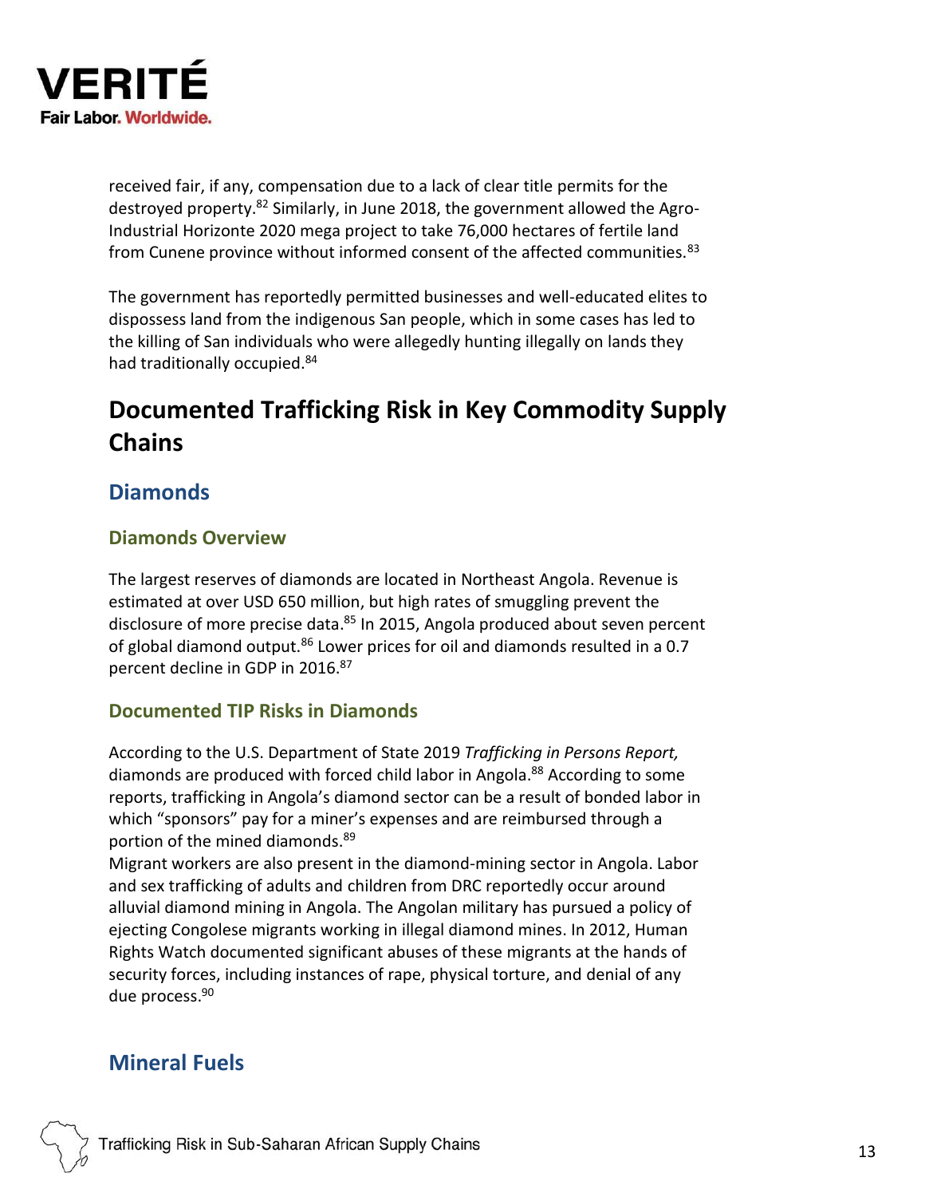received fair, if any, compensation due to a lack of clear title permits for the destroyed property.[82] Similarly, in June 2018, the government allowed the Agro-Industrial Horizonte 2020 mega project to take 76,000 hectares of fertile land from Cunene province without informed consent of the affected communities.[83]

The government has reportedly permitted businesses and well-educated elites to dispossess land from the indigenous San people, which in some cases has led to the killing of San individuals who were allegedly hunting illegally on lands they had traditionally occupied.[84]

# Documented Trafficking Risk in Key Commodity Supply Chains

## Diamonds

### Diamonds Overview

The largest reserves of diamonds are located in Northeast Angola. Revenue is estimated at over USD 650 million, but high rates of smuggling prevent the disclosure of more precise data.[85] In 2015, Angola produced about seven percent of global diamond output.[86] Lower prices for oil and diamonds resulted in a 0.7 percent decline in GDP in 2016.[87]

### Documented TIP Risks in Diamonds

According to the U.S. Department of State 2019 *Trafficking in Persons Report,* diamonds are produced with forced child labor in Angola.[88] According to some reports, trafficking in Angola's diamond sector can be a result of bonded labor in which "sponsors" pay for a miner's expenses and are reimbursed through a portion of the mined diamonds.[89]

Migrant workers are also present in the diamond-mining sector in Angola. Labor and sex trafficking of adults and children from DRC reportedly occur around alluvial diamond mining in Angola. The Angolan military has pursued a policy of ejecting Congolese migrants working in illegal diamond mines. In 2012, Human Rights Watch documented significant abuses of these migrants at the hands of security forces, including instances of rape, physical torture, and denial of any due process.[90]

## Mineral Fuels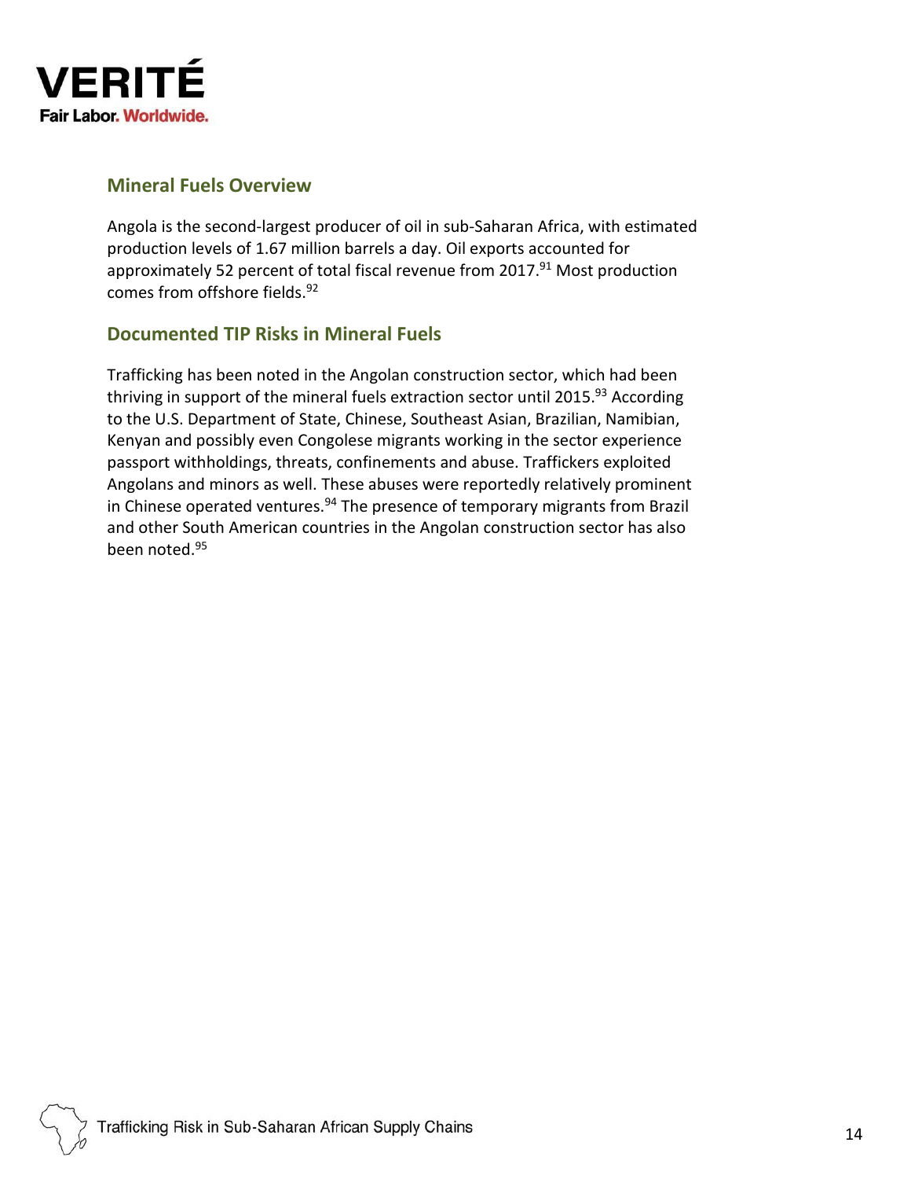## Mineral Fuels Overview

Angola is the second-largest producer of oil in sub-Saharan Africa, with estimated production levels of 1.67 million barrels a day. Oil exports accounted for approximately 52 percent of total fiscal revenue from 2017.[91] Most production comes from offshore fields.[92]

## Documented TIP Risks in Mineral Fuels

Trafficking has been noted in the Angolan construction sector, which had been thriving in support of the mineral fuels extraction sector until 2015.[93] According to the U.S. Department of State, Chinese, Southeast Asian, Brazilian, Namibian, Kenyan and possibly even Congolese migrants working in the sector experience passport withholdings, threats, confinements and abuse. Traffickers exploited Angolans and minors as well. These abuses were reportedly relatively prominent in Chinese operated ventures.[94] The presence of temporary migrants from Brazil and other South American countries in the Angolan construction sector has also been noted.[95]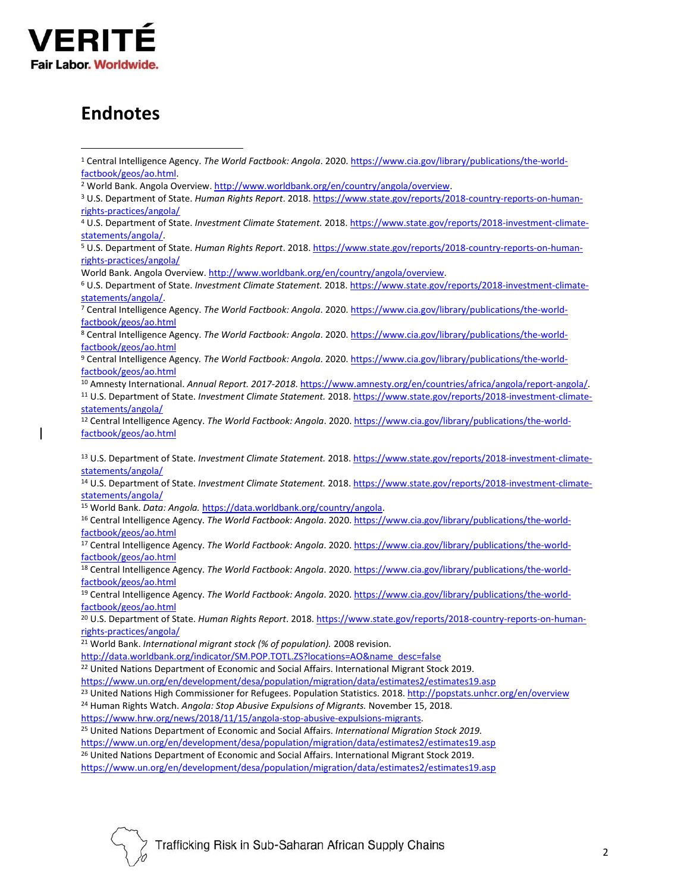# Endnotes

[1] Central Intelligence Agency. *The World Factbook: Angola*. 2020. https://www.cia.gov/library/publications/the-world-factbook/geos/ao.html.

[2] World Bank. Angola Overview. http://www.worldbank.org/en/country/angola/overview.

[3] U.S. Department of State. *Human Rights Report*. 2018. https://www.state.gov/reports/2018-country-reports-on-human-rights-practices/angola/

[4] U.S. Department of State. *Investment Climate Statement.* 2018. https://www.state.gov/reports/2018-investment-climate-statements/angola/.

[5] U.S. Department of State. *Human Rights Report*. 2018. https://www.state.gov/reports/2018-country-reports-on-human-rights-practices/angola/

World Bank. Angola Overview. http://www.worldbank.org/en/country/angola/overview.

[6] U.S. Department of State. *Investment Climate Statement.* 2018. https://www.state.gov/reports/2018-investment-climate-statements/angola/.

[7] Central Intelligence Agency. *The World Factbook: Angola*. 2020. https://www.cia.gov/library/publications/the-world-factbook/geos/ao.html

[8] Central Intelligence Agency. *The World Factbook: Angola*. 2020. https://www.cia.gov/library/publications/the-world-factbook/geos/ao.html

[9] Central Intelligence Agency. *The World Factbook: Angola*. 2020. https://www.cia.gov/library/publications/the-world-factbook/geos/ao.html

[10] Amnesty International. *Annual Report. 2017-2018*. https://www.amnesty.org/en/countries/africa/angola/report-angola/.

[11] U.S. Department of State. *Investment Climate Statement.* 2018. https://www.state.gov/reports/2018-investment-climate-statements/angola/

[12] Central Intelligence Agency. *The World Factbook: Angola*. 2020. https://www.cia.gov/library/publications/the-world-factbook/geos/ao.html

[13] U.S. Department of State. *Investment Climate Statement.* 2018. https://www.state.gov/reports/2018-investment-climate-statements/angola/

[14] U.S. Department of State. *Investment Climate Statement.* 2018. https://www.state.gov/reports/2018-investment-climate-statements/angola/

[15] World Bank. *Data: Angola.* https://data.worldbank.org/country/angola.

[16] Central Intelligence Agency. *The World Factbook: Angola*. 2020. https://www.cia.gov/library/publications/the-world-factbook/geos/ao.html

[17] Central Intelligence Agency. *The World Factbook: Angola*. 2020. https://www.cia.gov/library/publications/the-world-factbook/geos/ao.html

[18] Central Intelligence Agency. *The World Factbook: Angola*. 2020. https://www.cia.gov/library/publications/the-world-factbook/geos/ao.html

[19] Central Intelligence Agency. *The World Factbook: Angola*. 2020. https://www.cia.gov/library/publications/the-world-factbook/geos/ao.html

[20] U.S. Department of State. *Human Rights Report*. 2018. https://www.state.gov/reports/2018-country-reports-on-human-rights-practices/angola/

[21] World Bank. *International migrant stock (% of population).* 2008 revision. http://data.worldbank.org/indicator/SM.POP.TOTL.ZS?locations=AO&name_desc=false

[22] United Nations Department of Economic and Social Affairs. International Migrant Stock 2019. https://www.un.org/en/development/desa/population/migration/data/estimates2/estimates19.asp

[23] United Nations High Commissioner for Refugees. Population Statistics. 2018. http://popstats.unhcr.org/en/overview

[24] Human Rights Watch. *Angola: Stop Abusive Expulsions of Migrants.* November 15, 2018. https://www.hrw.org/news/2018/11/15/angola-stop-abusive-expulsions-migrants.

[25] United Nations Department of Economic and Social Affairs. *International Migration Stock 2019.* https://www.un.org/en/development/desa/population/migration/data/estimates2/estimates19.asp

[26] United Nations Department of Economic and Social Affairs. International Migrant Stock 2019. https://www.un.org/en/development/desa/population/migration/data/estimates2/estimates19.asp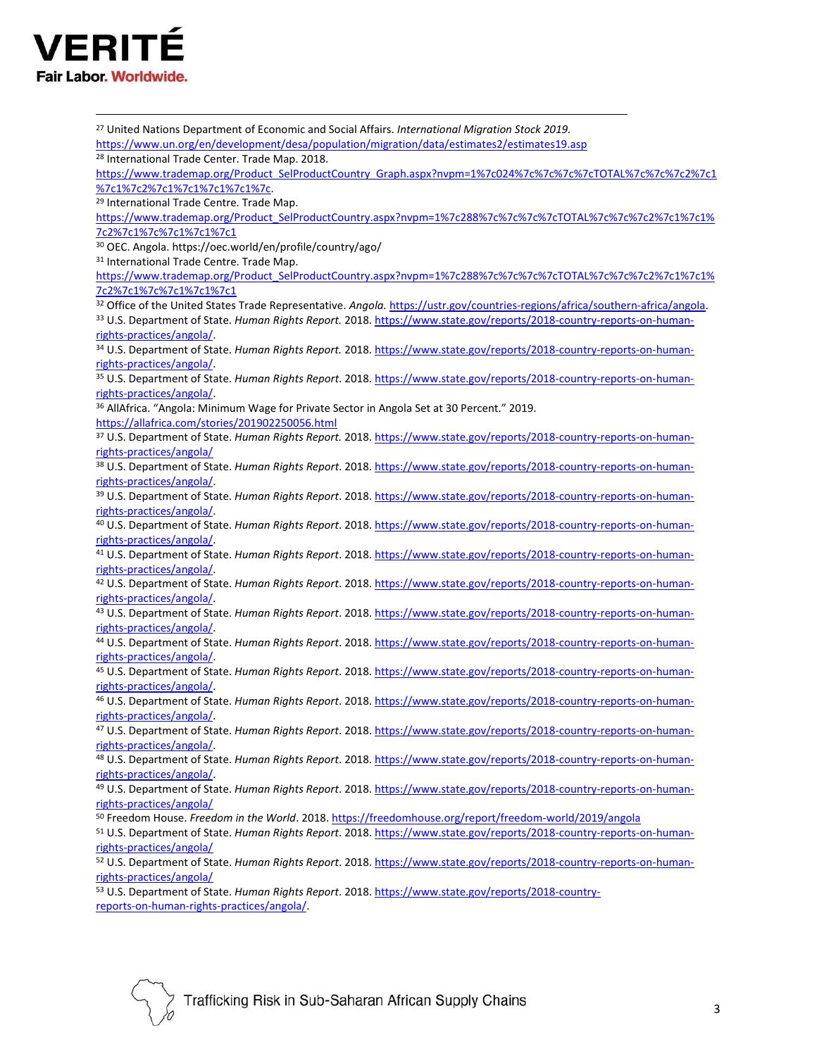[27] United Nations Department of Economic and Social Affairs. *International Migration Stock 2019.* https://www.un.org/en/development/desa/population/migration/data/estimates2/estimates19.asp

[28] International Trade Center. Trade Map. 2018. https://www.trademap.org/Product_SelProductCountry_Graph.aspx?nvpm=1%7c024%7c%7c%7c%7cTOTAL%7c%7c%7c2%7c1%7c1%7c2%7c1%7c1%7c1%7c1%7c1%7c.

[29] International Trade Centre. Trade Map. https://www.trademap.org/Product_SelProductCountry.aspx?nvpm=1%7c288%7c%7c%7c%7cTOTAL%7c%7c%7c2%7c1%7c1%7c2%7c1%7c%7c1%7c1%7c1

[30] OEC. Angola. https://oec.world/en/profile/country/ago/

[31] International Trade Centre. Trade Map. https://www.trademap.org/Product_SelProductCountry.aspx?nvpm=1%7c288%7c%7c%7c%7cTOTAL%7c%7c%7c2%7c1%7c1%7c2%7c1%7c%7c1%7c1%7c1

[32] Office of the United States Trade Representative. *Angola.* https://ustr.gov/countries-regions/africa/southern-africa/angola.

[33] U.S. Department of State. *Human Rights Report.* 2018. https://www.state.gov/reports/2018-country-reports-on-human-rights-practices/angola/.

[34] U.S. Department of State. *Human Rights Report.* 2018. https://www.state.gov/reports/2018-country-reports-on-human-rights-practices/angola/.

[35] U.S. Department of State. *Human Rights Report*. 2018. https://www.state.gov/reports/2018-country-reports-on-human-rights-practices/angola/.

[36] AllAfrica. "Angola: Minimum Wage for Private Sector in Angola Set at 30 Percent." 2019. https://allafrica.com/stories/201902250056.html

[37] U.S. Department of State. *Human Rights Report.* 2018. https://www.state.gov/reports/2018-country-reports-on-human-rights-practices/angola/

[38] U.S. Department of State. *Human Rights Report*. 2018. https://www.state.gov/reports/2018-country-reports-on-human-rights-practices/angola/.

[39] U.S. Department of State. *Human Rights Report*. 2018. https://www.state.gov/reports/2018-country-reports-on-human-rights-practices/angola/.

[40] U.S. Department of State. *Human Rights Report*. 2018. https://www.state.gov/reports/2018-country-reports-on-human-rights-practices/angola/.

[41] U.S. Department of State. *Human Rights Report*. 2018. https://www.state.gov/reports/2018-country-reports-on-human-rights-practices/angola/.

[42] U.S. Department of State. *Human Rights Report*. 2018. https://www.state.gov/reports/2018-country-reports-on-human-rights-practices/angola/.

[43] U.S. Department of State. *Human Rights Report*. 2018. https://www.state.gov/reports/2018-country-reports-on-human-rights-practices/angola/.

[44] U.S. Department of State. *Human Rights Report*. 2018. https://www.state.gov/reports/2018-country-reports-on-human-rights-practices/angola/.

[45] U.S. Department of State. *Human Rights Report*. 2018. https://www.state.gov/reports/2018-country-reports-on-human-rights-practices/angola/.

[46] U.S. Department of State. *Human Rights Report*. 2018. https://www.state.gov/reports/2018-country-reports-on-human-rights-practices/angola/.

[47] U.S. Department of State. *Human Rights Report*. 2018. https://www.state.gov/reports/2018-country-reports-on-human-rights-practices/angola/.

[48] U.S. Department of State. *Human Rights Report*. 2018. https://www.state.gov/reports/2018-country-reports-on-human-rights-practices/angola/.

[49] U.S. Department of State. *Human Rights Report*. 2018. https://www.state.gov/reports/2018-country-reports-on-human-rights-practices/angola/

[50] Freedom House. *Freedom in the World*. 2018. https://freedomhouse.org/report/freedom-world/2019/angola

[51] U.S. Department of State. *Human Rights Report*. 2018. https://www.state.gov/reports/2018-country-reports-on-human-rights-practices/angola/

[52] U.S. Department of State. *Human Rights Report*. 2018. https://www.state.gov/reports/2018-country-reports-on-human-rights-practices/angola/

[53] U.S. Department of State. *Human Rights Report*. 2018. https://www.state.gov/reports/2018-country-reports-on-human-rights-practices/angola/.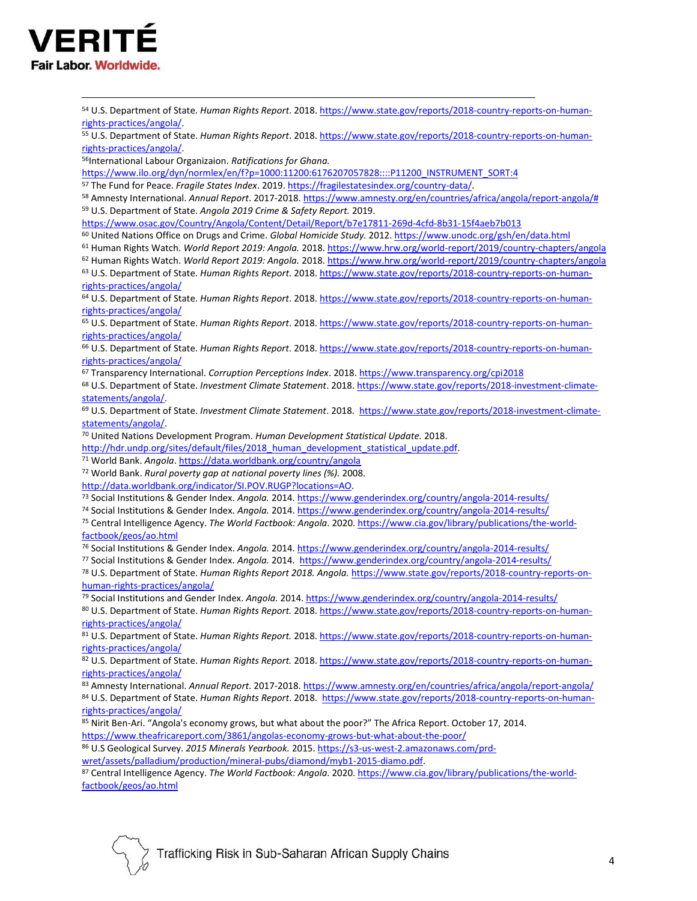[54] U.S. Department of State. *Human Rights Report*. 2018. https://www.state.gov/reports/2018-country-reports-on-human-rights-practices/angola/.

[55] U.S. Department of State. *Human Rights Report*. 2018. https://www.state.gov/reports/2018-country-reports-on-human-rights-practices/angola/.

[56]International Labour Organizaion. *Ratifications for Ghana.* https://www.ilo.org/dyn/normlex/en/f?p=1000:11200:6176207057828::::P11200_INSTRUMENT_SORT:4

[57] The Fund for Peace. *Fragile States Index*. 2019. https://fragilestatesindex.org/country-data/.

[58] Amnesty International. *Annual Report*. 2017-2018. https://www.amnesty.org/en/countries/africa/angola/report-angola/#

[59] U.S. Department of State. *Angola 2019 Crime & Safety Report.* 2019. https://www.osac.gov/Country/Angola/Content/Detail/Report/b7e17811-269d-4cfd-8b31-15f4aeb7b013

[60] United Nations Office on Drugs and Crime. *Global Homicide Study.* 2012. https://www.unodc.org/gsh/en/data.html

[61] Human Rights Watch. *World Report 2019: Angola.* 2018. https://www.hrw.org/world-report/2019/country-chapters/angola

[62] Human Rights Watch. *World Report 2019: Angola.* 2018. https://www.hrw.org/world-report/2019/country-chapters/angola

[63] U.S. Department of State. *Human Rights Report*. 2018. https://www.state.gov/reports/2018-country-reports-on-human-rights-practices/angola/

[64] U.S. Department of State. *Human Rights Report*. 2018. https://www.state.gov/reports/2018-country-reports-on-human-rights-practices/angola/

[65] U.S. Department of State. *Human Rights Report*. 2018. https://www.state.gov/reports/2018-country-reports-on-human-rights-practices/angola/

[66] U.S. Department of State. *Human Rights Report*. 2018. https://www.state.gov/reports/2018-country-reports-on-human-rights-practices/angola/

[67] Transparency International. *Corruption Perceptions Index*. 2018. https://www.transparency.org/cpi2018

[68] U.S. Department of State. *Investment Climate Statement*. 2018. https://www.state.gov/reports/2018-investment-climate-statements/angola/.

[69] U.S. Department of State. *Investment Climate Statement*. 2018. https://www.state.gov/reports/2018-investment-climate-statements/angola/.

[70] United Nations Development Program. *Human Development Statistical Update.* 2018. http://hdr.undp.org/sites/default/files/2018_human_development_statistical_update.pdf.

[71] World Bank. *Angola*. https://data.worldbank.org/country/angola

[72] World Bank. *Rural poverty gap at national poverty lines (%).* 2008. http://data.worldbank.org/indicator/SI.POV.RUGP?locations=AO.

[73] Social Institutions & Gender Index. *Angola.* 2014. https://www.genderindex.org/country/angola-2014-results/

[74] Social Institutions & Gender Index. *Angola.* 2014. https://www.genderindex.org/country/angola-2014-results/

[75] Central Intelligence Agency. *The World Factbook: Angola*. 2020. https://www.cia.gov/library/publications/the-world-factbook/geos/ao.html

[76] Social Institutions & Gender Index. *Angola.* 2014. https://www.genderindex.org/country/angola-2014-results/

[77] Social Institutions & Gender Index. *Angola.* 2014. https://www.genderindex.org/country/angola-2014-results/

[78] U.S. Department of State. *Human Rights Report 2018. Angola.* https://www.state.gov/reports/2018-country-reports-on-human-rights-practices/angola/

[79] Social Institutions and Gender Index. *Angola.* 2014. https://www.genderindex.org/country/angola-2014-results/

[80] U.S. Department of State. *Human Rights Report.* 2018. https://www.state.gov/reports/2018-country-reports-on-human-rights-practices/angola/

[81] U.S. Department of State. *Human Rights Report.* 2018. https://www.state.gov/reports/2018-country-reports-on-human-rights-practices/angola/

[82] U.S. Department of State. *Human Rights Report.* 2018. https://www.state.gov/reports/2018-country-reports-on-human-rights-practices/angola/

[83] Amnesty International. *Annual Report*. 2017-2018. https://www.amnesty.org/en/countries/africa/angola/report-angola/

[84] U.S. Department of State. *Human Rights Report*. 2018. https://www.state.gov/reports/2018-country-reports-on-human-rights-practices/angola/

[85] Nirit Ben-Ari. "Angola's economy grows, but what about the poor?" The Africa Report. October 17, 2014. https://www.theafricareport.com/3861/angolas-economy-grows-but-what-about-the-poor/

[86] U.S Geological Survey. *2015 Minerals Yearbook.* 2015. https://s3-us-west-2.amazonaws.com/prd-wret/assets/palladium/production/mineral-pubs/diamond/myb1-2015-diamo.pdf.

[87] Central Intelligence Agency. *The World Factbook: Angola*. 2020. https://www.cia.gov/library/publications/the-world-factbook/geos/ao.html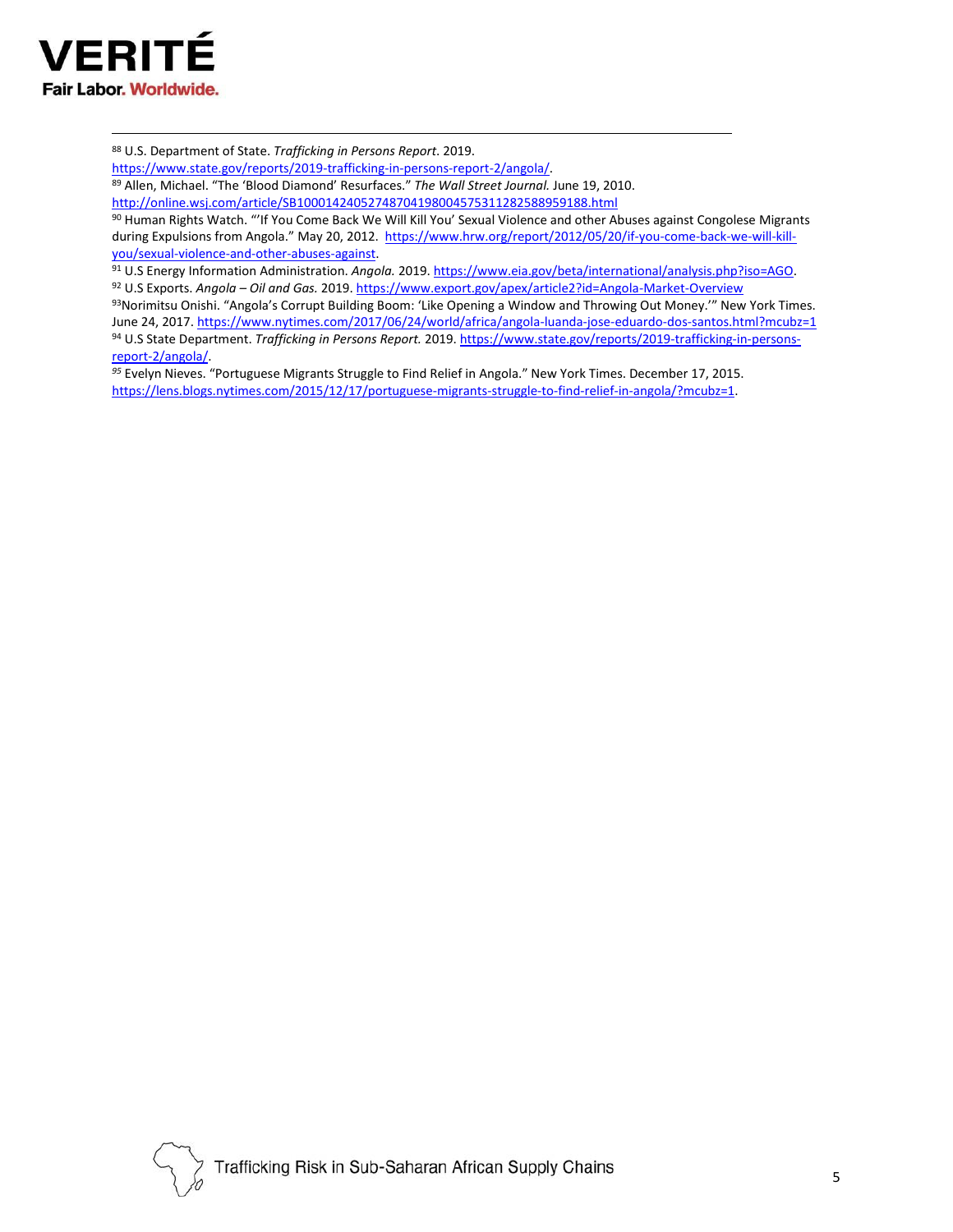[88] U.S. Department of State. *Trafficking in Persons Report*. 2019. https://www.state.gov/reports/2019-trafficking-in-persons-report-2/angola/.

[89] Allen, Michael. "The 'Blood Diamond' Resurfaces." *The Wall Street Journal.* June 19, 2010. http://online.wsj.com/article/SB10001424052748704198004575311282588959188.html

[90] Human Rights Watch. "'If You Come Back We Will Kill You' Sexual Violence and other Abuses against Congolese Migrants during Expulsions from Angola." May 20, 2012. https://www.hrw.org/report/2012/05/20/if-you-come-back-we-will-kill-you/sexual-violence-and-other-abuses-against.

[91] U.S Energy Information Administration. *Angola.* 2019. https://www.eia.gov/beta/international/analysis.php?iso=AGO.

[92] U.S Exports. *Angola – Oil and Gas.* 2019. https://www.export.gov/apex/article2?id=Angola-Market-Overview

[93] Norimitsu Onishi. "Angola's Corrupt Building Boom: 'Like Opening a Window and Throwing Out Money.'" New York Times. June 24, 2017. https://www.nytimes.com/2017/06/24/world/africa/angola-luanda-jose-eduardo-dos-santos.html?mcubz=1

[94] U.S State Department. *Trafficking in Persons Report.* 2019. https://www.state.gov/reports/2019-trafficking-in-persons-report-2/angola/.

[95] Evelyn Nieves. "Portuguese Migrants Struggle to Find Relief in Angola." New York Times. December 17, 2015. https://lens.blogs.nytimes.com/2015/12/17/portuguese-migrants-struggle-to-find-relief-in-angola/?mcubz=1.